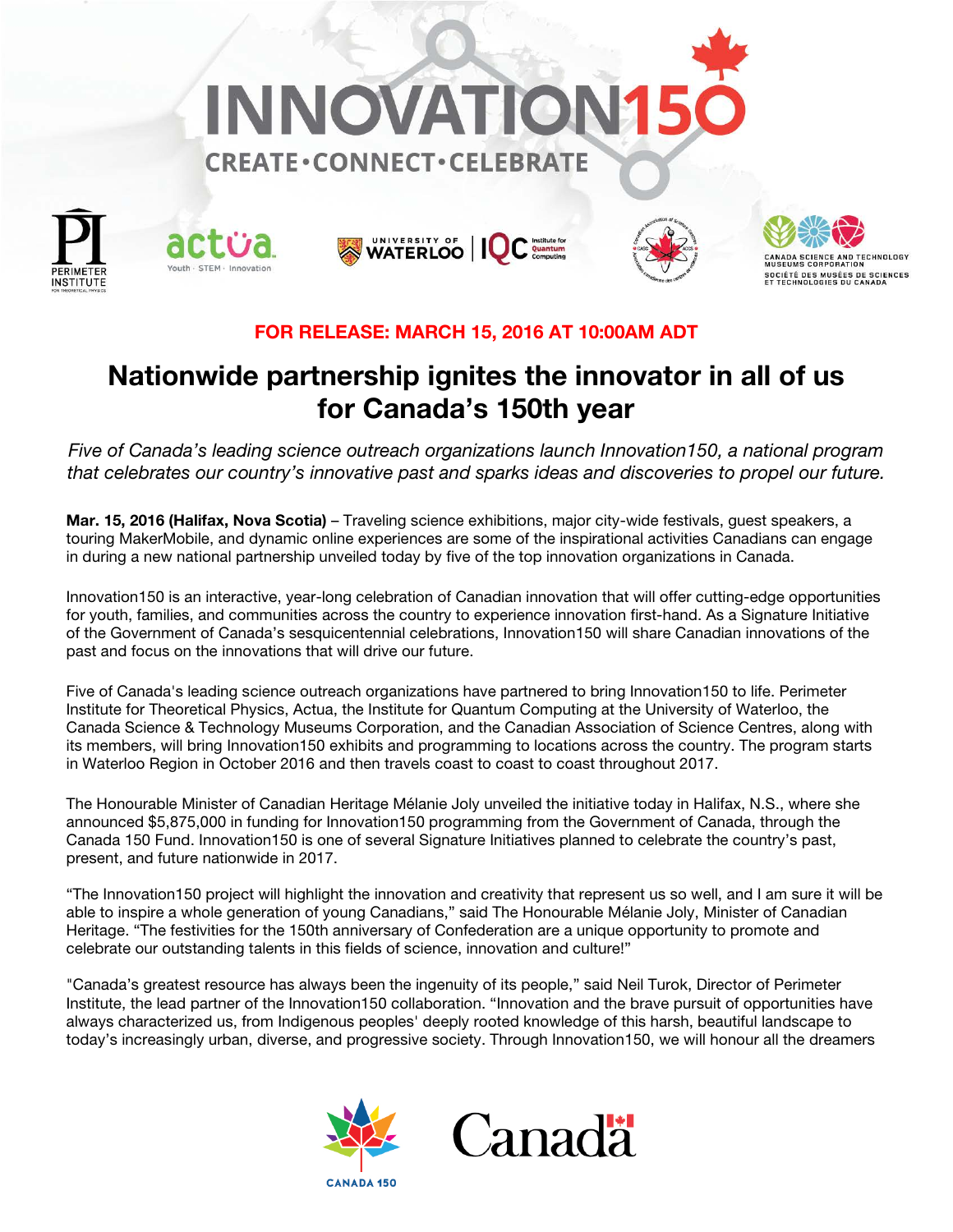# INNOVATION150

CREATE•CONNECT•CELEBRATE

**FOR RELEASE: MARCH 15, 2016 AT 10:00AM ADT**

# Nationwide partnership ignites the innovator in all of us for Canada's 150th year

*Five of Canada's leading science outreach organizations launch Innovation150, a national program that celebrates our country's innovative past and sparks ideas and discoveries to propel our future.*

**Mar. 15, 2016 (Halifax, Nova Scotia)** – Traveling science exhibitions, major city-wide festivals, guest speakers, a touring MakerMobile, and dynamic online experiences are some of the inspirational activities Canadians can engage in during a new national partnership unveiled today by five of the top innovation organizations in Canada.

Innovation150 is an interactive, year-long celebration of Canadian innovation that will offer cutting-edge opportunities for youth, families, and communities across the country to experience innovation first-hand. As a Signature Initiative of the Government of Canada's sesquicentennial celebrations, Innovation150 will share Canadian innovations of the past and focus on the innovations that will drive our future.

Five of Canada's leading science outreach organizations have partnered to bring Innovation150 to life. Perimeter Institute for Theoretical Physics, Actua, the Institute for Quantum Computing at the University of Waterloo, the Canada Science & Technology Museums Corporation, and the Canadian Association of Science Centres, along with its members, will bring Innovation150 exhibits and programming to locations across the country. The program starts in Waterloo Region in October 2016 and then travels coast to coast to coast throughout 2017.

The Honourable Minister of Canadian Heritage Mélanie Joly unveiled the initiative today in Halifax, N.S., where she announced $5,875,000 in funding for Innovation150 programming from the Government of Canada, through the Canada 150 Fund. Innovation150 is one of several Signature Initiatives planned to celebrate the country's past, present, and future nationwide in 2017.

"The Innovation150 project will highlight the innovation and creativity that represent us so well, and I am sure it will be able to inspire a whole generation of young Canadians," said The Honourable Mélanie Joly, Minister of Canadian Heritage. "The festivities for the 150th anniversary of Confederation are a unique opportunity to promote and celebrate our outstanding talents in this fields of science, innovation and culture!"

"Canada's greatest resource has always been the ingenuity of its people," said Neil Turok, Director of Perimeter Institute, the lead partner of the Innovation150 collaboration. "Innovation and the brave pursuit of opportunities have always characterized us, from Indigenous peoples' deeply rooted knowledge of this harsh, beautiful landscape to today's increasingly urban, diverse, and progressive society. Through Innovation150, we will honour all the dreamers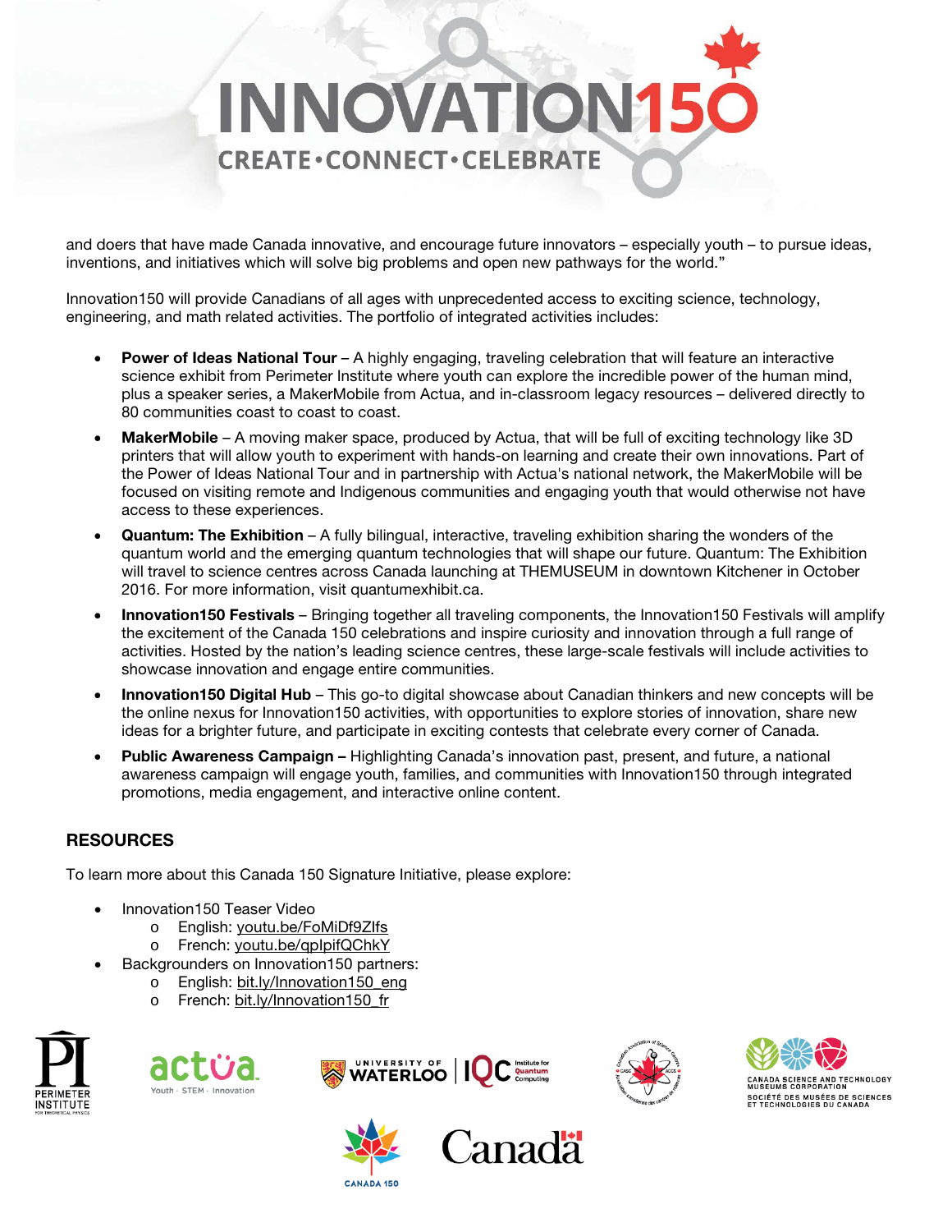and doers that have made Canada innovative, and encourage future innovators – especially youth – to pursue ideas, inventions, and initiatives which will solve big problems and open new pathways for the world."

Innovation150 will provide Canadians of all ages with unprecedented access to exciting science, technology, engineering, and math related activities. The portfolio of integrated activities includes:

- **Power of Ideas National Tour** – A highly engaging, traveling celebration that will feature an interactive science exhibit from Perimeter Institute where youth can explore the incredible power of the human mind, plus a speaker series, a MakerMobile from Actua, and in-classroom legacy resources – delivered directly to 80 communities coast to coast.
- **MakerMobile** – A moving maker space, produced by Actua, that will be full of exciting technology like 3D printers that will allow youth to experiment with hands-on learning and create their own innovations. Part of the Power of Ideas National Tour and in partnership with Actua's national network, the MakerMobile will be focused on visiting remote and Indigenous communities and engaging youth that would otherwise not have access to these experiences.
- **Quantum: The Exhibition** – A fully bilingual, interactive, traveling exhibition sharing the wonders of the quantum world and the emerging quantum technologies that will shape our future. Quantum: The Exhibition will travel to science centres across Canada launching at THEMUSEUM in downtown Kitchener in October 2016. For more information, visit quantumexhibit.ca.
- **Innovation150 Festivals** – Bringing together all traveling components, the Innovation150 Festivals will amplify the excitement of the Canada 150 celebrations and inspire curiosity and innovation through a full range of activities. Hosted by the nation's leading science centres, these large-scale festivals will include activities to showcase innovation and engage entire communities.
- **Innovation150 Digital Hub** – This go-to digital showcase about Canadian thinkers and new concepts will be the online nexus for Innovation150 activities, with opportunities to explore stories of innovation, share new ideas for a brighter future, and participate in exciting contests that celebrate every corner of Canada.
- **Public Awareness Campaign –** Highlighting Canada's innovation past, present, and future, a national awareness campaign will engage youth, families, and communities with Innovation150 through integrated promotions, media engagement, and interactive online content.

## RESOURCES

To learn more about this Canada 150 Signature Initiative, please explore:

- Innovation150 Teaser Video
  - English: youtu.be/FoMiDf9ZIfs
  - French: youtu.be/qplpifQChkY
- Backgrounders on Innovation150 partners:
  - English: bit.ly/Innovation150_eng
  - French: bit.ly/Innovation150_fr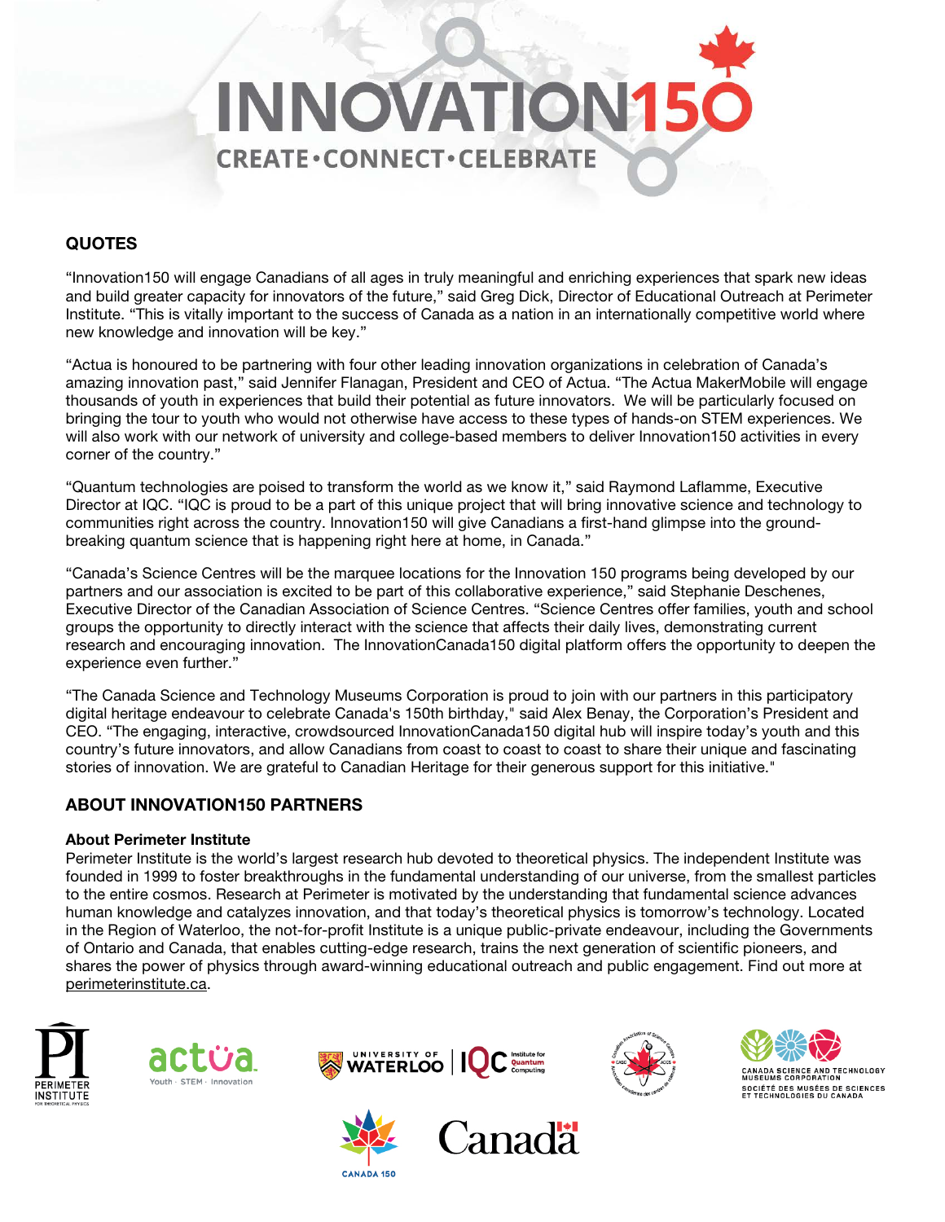## QUOTES

"Innovation150 will engage Canadians of all ages in truly meaningful and enriching experiences that spark new ideas and build greater capacity for innovators of the future," said Greg Dick, Director of Educational Outreach at Perimeter Institute. "This is vitally important to the success of Canada as a nation in an internationally competitive world where new knowledge and innovation will be key."

"Actua is honoured to be partnering with four other leading innovation organizations in celebration of Canada's amazing innovation past," said Jennifer Flanagan, President and CEO of Actua. "The Actua MakerMobile will engage thousands of youth in experiences that build their potential as future innovators. We will be particularly focused on bringing the tour to youth who would not otherwise have access to these types of hands-on STEM experiences. We will also work with our network of university and college-based members to deliver Innovation150 activities in every corner of the country."

"Quantum technologies are poised to transform the world as we know it," said Raymond Laflamme, Executive Director at IQC. "IQC is proud to be a part of this unique project that will bring innovative science and technology to communities right across the country. Innovation150 will give Canadians a first-hand glimpse into the ground-breaking quantum science that is happening right here at home, in Canada."

"Canada's Science Centres will be the marquee locations for the Innovation 150 programs being developed by our partners and our association is excited to be part of this collaborative experience," said Stephanie Deschenes, Executive Director of the Canadian Association of Science Centres. "Science Centres offer families, youth and school groups the opportunity to directly interact with the science that affects their daily lives, demonstrating current research and encouraging innovation. The InnovationCanada150 digital platform offers the opportunity to deepen the experience even further."

"The Canada Science and Technology Museums Corporation is proud to join with our partners in this participatory digital heritage endeavour to celebrate Canada's 150th birthday," said Alex Benay, the Corporation's President and CEO. "The engaging, interactive, crowdsourced InnovationCanada150 digital hub will inspire today's youth and this country's future innovators, and allow Canadians from coast to coast to coast to share their unique and fascinating stories of innovation. We are grateful to Canadian Heritage for their generous support for this initiative."

## ABOUT INNOVATION150 PARTNERS

### About Perimeter Institute

Perimeter Institute is the world's largest research hub devoted to theoretical physics. The independent Institute was founded in 1999 to foster breakthroughs in the fundamental understanding of our universe, from the smallest particles to the entire cosmos. Research at Perimeter is motivated by the understanding that fundamental science advances human knowledge and catalyzes innovation, and that today's theoretical physics is tomorrow's technology. Located in the Region of Waterloo, the not-for-profit Institute is a unique public-private endeavour, including the Governments of Ontario and Canada, that enables cutting-edge research, trains the next generation of scientific pioneers, and shares the power of physics through award-winning educational outreach and public engagement. Find out more at perimeterinstitute.ca.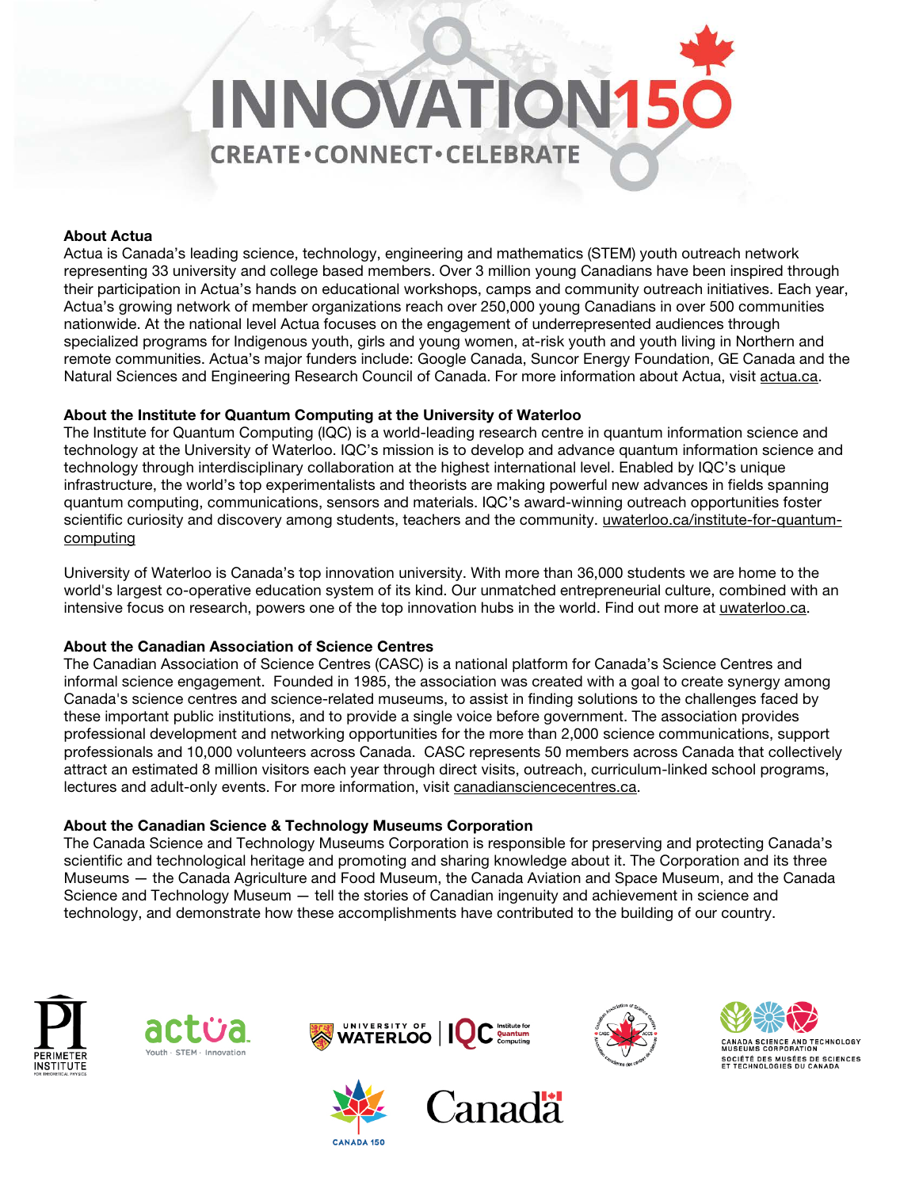# INNOVATION150

CREATE•CONNECT•CELEBRATE

**About Actua**

Actua is Canada's leading science, technology, engineering and mathematics (STEM) youth outreach network representing 33 university and college based members. Over 3 million young Canadians have been inspired through their participation in Actua's hands on educational workshops, camps and community outreach initiatives. Each year, Actua's growing network of member organizations reach over 250,000 young Canadians in over 500 communities nationwide. At the national level Actua focuses on the engagement of underrepresented audiences through specialized programs for Indigenous youth, girls and young women, at-risk youth and youth living in Northern and remote communities. Actua's major funders include: Google Canada, Suncor Energy Foundation, GE Canada and the Natural Sciences and Engineering Research Council of Canada. For more information about Actua, visit actua.ca.

**About the Institute for Quantum Computing at the University of Waterloo**

The Institute for Quantum Computing (IQC) is a world-leading research centre in quantum information science and technology at the University of Waterloo. IQC's mission is to develop and advance quantum information science and technology through interdisciplinary collaboration at the highest international level. Enabled by IQC's unique infrastructure, the world's top experimentalists and theorists are making powerful new advances in fields spanning quantum computing, communications, sensors and materials. IQC's award-winning outreach opportunities foster scientific curiosity and discovery among students, teachers and the community. uwaterloo.ca/institute-for-quantum-computing

University of Waterloo is Canada's top innovation university. With more than 36,000 students we are home to the world's largest co-operative education system of its kind. Our unmatched entrepreneurial culture, combined with an intensive focus on research, powers one of the top innovation hubs in the world. Find out more at uwaterloo.ca.

**About the Canadian Association of Science Centres**

The Canadian Association of Science Centres (CASC) is a national platform for Canada's Science Centres and informal science engagement. Founded in 1985, the association was created with a goal to create synergy among Canada's science centres and science-related museums, to assist in finding solutions to the challenges faced by these important public institutions, and to provide a single voice before government. The association provides professional development and networking opportunities for the more than 2,000 science communications, support professionals and 10,000 volunteers across Canada. CASC represents 50 members across Canada that collectively attract an estimated 8 million visitors each year through direct visits, outreach, curriculum-linked school programs, lectures and adult-only events. For more information, visit canadiansciencecentres.ca.

**About the Canadian Science & Technology Museums Corporation**

The Canada Science and Technology Museums Corporation is responsible for preserving and protecting Canada's scientific and technological heritage and promoting and sharing knowledge about it. The Corporation and its three Museums — the Canada Agriculture and Food Museum, the Canada Aviation and Space Museum, and the Canada Science and Technology Museum — tell the stories of Canadian ingenuity and achievement in science and technology, and demonstrate how these accomplishments have contributed to the building of our country.

PERIMETER INSTITUTE FOR THEORETICAL PHYSICS

actua Youth · STEM · Innovation

UNIVERSITY OF WATERLOO | IQC Institute for Quantum Computing

CANADA SCIENCE AND TECHNOLOGY MUSEUMS CORPORATION
SOCIÉTÉ DES MUSÉES DE SCIENCES ET TECHNOLOGIES DU CANADA

CANADA 150

Canada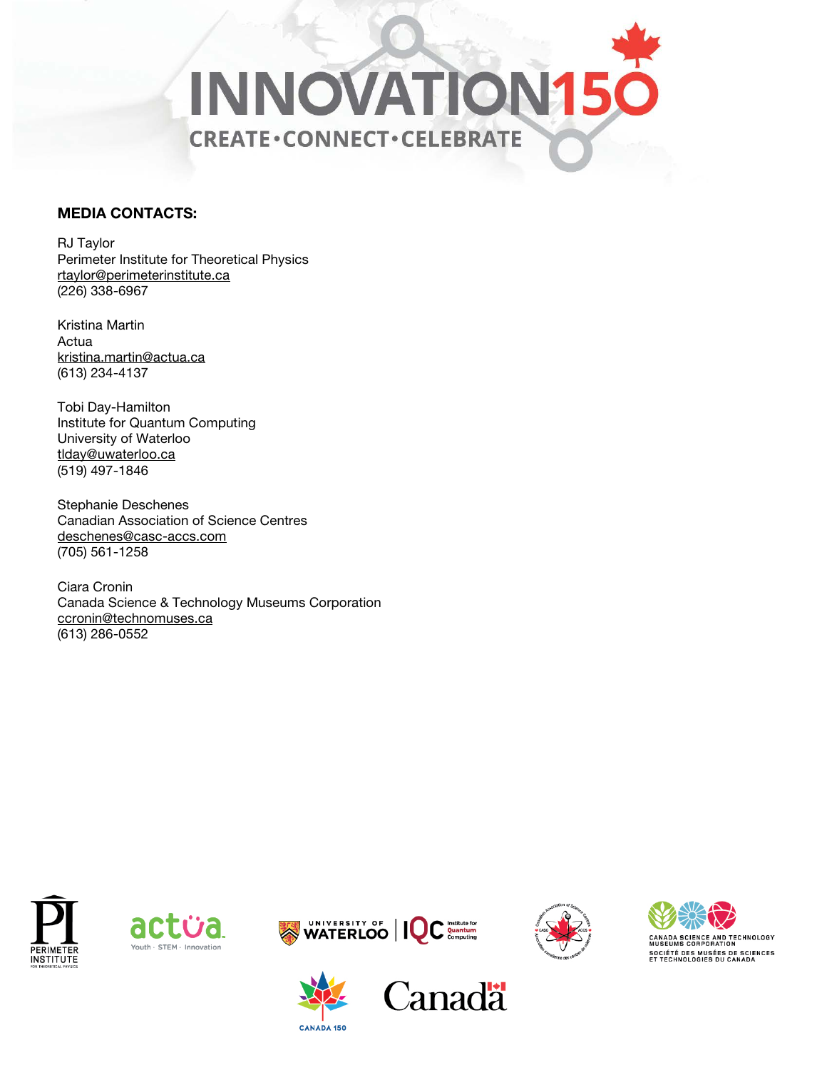**MEDIA CONTACTS:**

RJ Taylor
Perimeter Institute for Theoretical Physics
rtaylor@perimeterinstitute.ca
(226) 338-6967

Kristina Martin
Actua
kristina.martin@actua.ca
(613) 234-4137

Tobi Day-Hamilton
Institute for Quantum Computing
University of Waterloo
tlday@uwaterloo.ca
(519) 497-1846

Stephanie Deschenes
Canadian Association of Science Centres
deschenes@casc-accs.com
(705) 561-1258

Ciara Cronin
Canada Science & Technology Museums Corporation
ccronin@technomuses.ca
(613) 286-0552